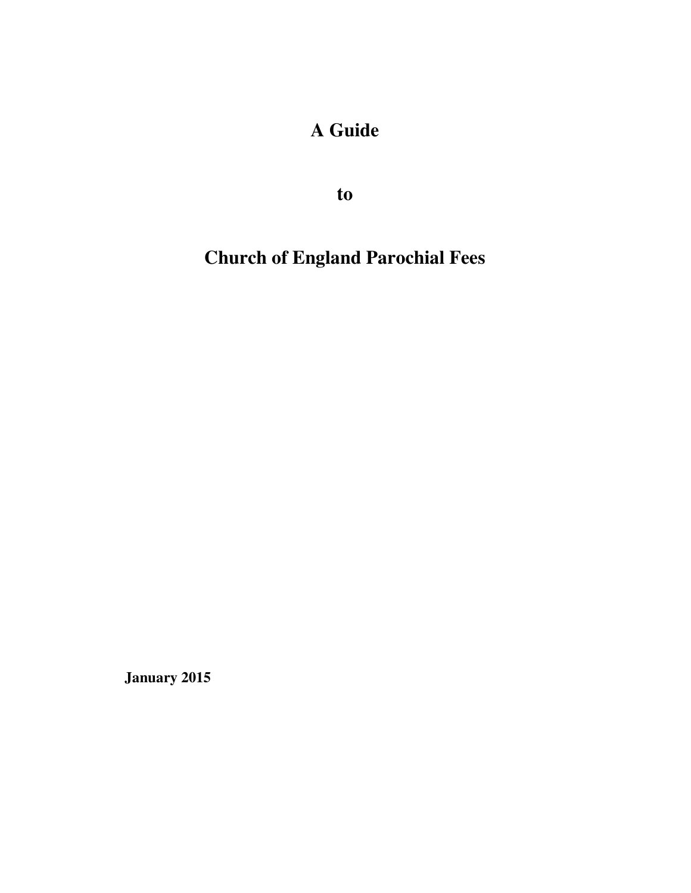# A Guide

# to

# Church of England Parochial Fees

**January 2015**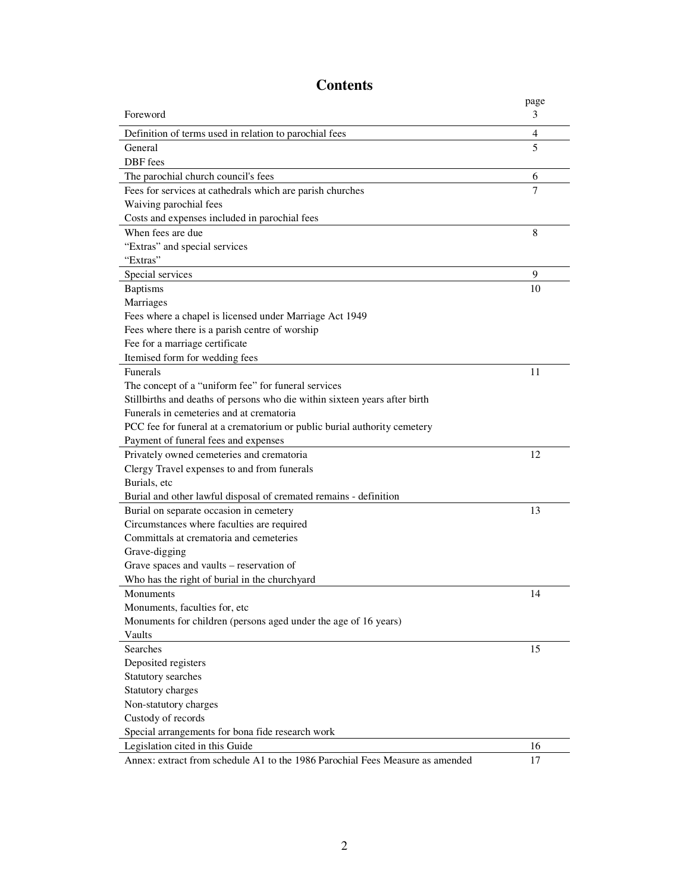# Contents

| | page |
|---|---|
| Foreword | 3 |
| Definition of terms used in relation to parochial fees | 4 |
| General | 5 |
| DBF fees | |
| The parochial church council's fees | 6 |
| Fees for services at cathedrals which are parish churches | 7 |
| Waiving parochial fees | |
| Costs and expenses included in parochial fees | |
| When fees are due | 8 |
| "Extras" and special services | |
| "Extras" | |
| Special services | 9 |
| Baptisms | 10 |
| Marriages | |
| Fees where a chapel is licensed under Marriage Act 1949 | |
| Fees where there is a parish centre of worship | |
| Fee for a marriage certificate | |
| Itemised form for wedding fees | |
| Funerals | 11 |
| The concept of a "uniform fee" for funeral services | |
| Stillbirths and deaths of persons who die within sixteen years after birth | |
| Funerals in cemeteries and at crematoria | |
| PCC fee for funeral at a crematorium or public burial authority cemetery | |
| Payment of funeral fees and expenses | |
| Privately owned cemeteries and crematoria | 12 |
| Clergy Travel expenses to and from funerals | |
| Burials, etc | |
| Burial and other lawful disposal of cremated remains - definition | |
| Burial on separate occasion in cemetery | 13 |
| Circumstances where faculties are required | |
| Committals at crematoria and cemeteries | |
| Grave-digging | |
| Grave spaces and vaults – reservation of | |
| Who has the right of burial in the churchyard | |
| Monuments | 14 |
| Monuments, faculties for, etc | |
| Monuments for children (persons aged under the age of 16 years) | |
| Vaults | |
| Searches | 15 |
| Deposited registers | |
| Statutory searches | |
| Statutory charges | |
| Non-statutory charges | |
| Custody of records | |
| Special arrangements for bona fide research work | |
| Legislation cited in this Guide | 16 |
| Annex: extract from schedule A1 to the 1986 Parochial Fees Measure as amended | 17 |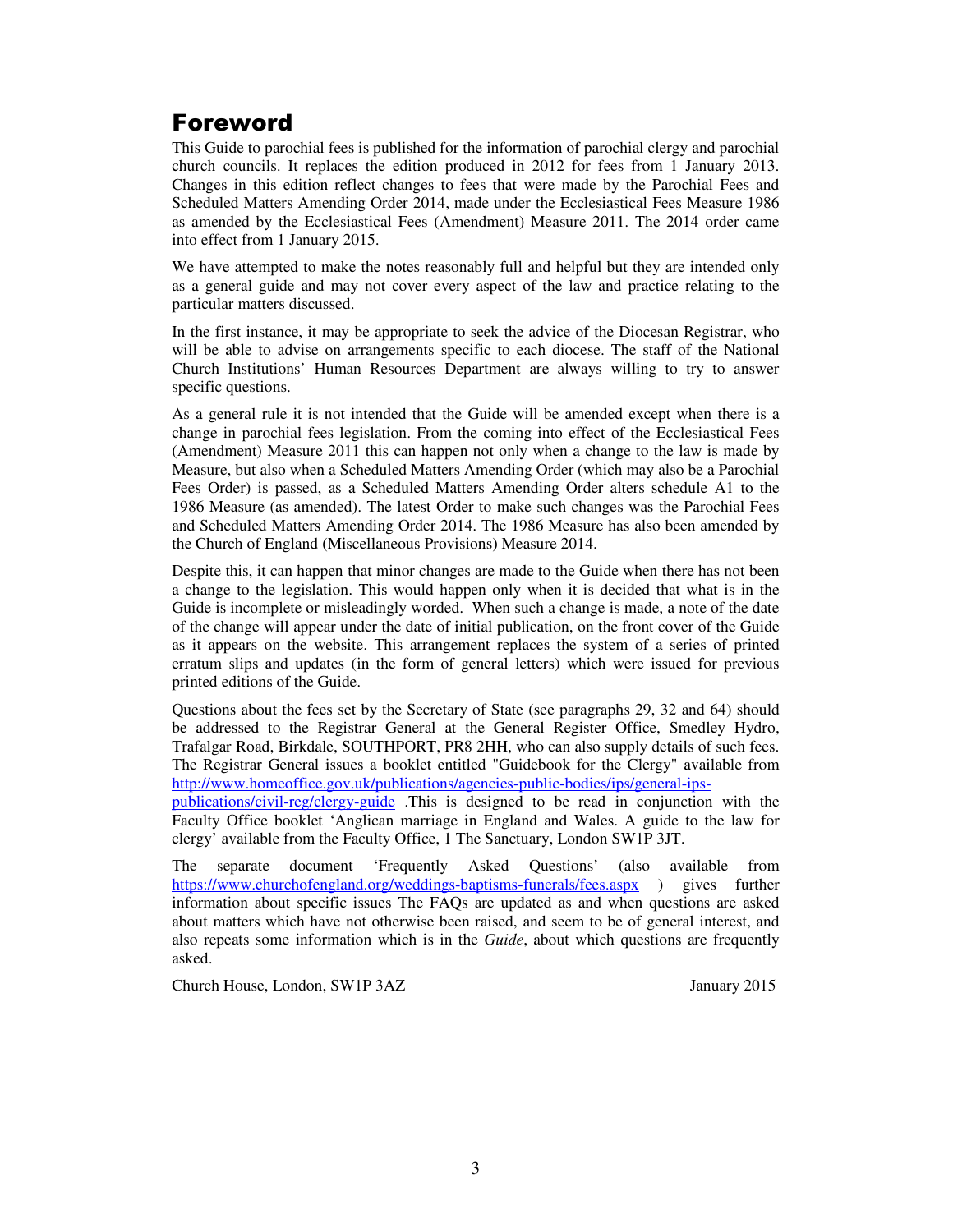# Foreword

This Guide to parochial fees is published for the information of parochial clergy and parochial church councils. It replaces the edition produced in 2012 for fees from 1 January 2013. Changes in this edition reflect changes to fees that were made by the Parochial Fees and Scheduled Matters Amending Order 2014, made under the Ecclesiastical Fees Measure 1986 as amended by the Ecclesiastical Fees (Amendment) Measure 2011. The 2014 order came into effect from 1 January 2015.

We have attempted to make the notes reasonably full and helpful but they are intended only as a general guide and may not cover every aspect of the law and practice relating to the particular matters discussed.

In the first instance, it may be appropriate to seek the advice of the Diocesan Registrar, who will be able to advise on arrangements specific to each diocese. The staff of the National Church Institutions' Human Resources Department are always willing to try to answer specific questions.

As a general rule it is not intended that the Guide will be amended except when there is a change in parochial fees legislation. From the coming into effect of the Ecclesiastical Fees (Amendment) Measure 2011 this can happen not only when a change to the law is made by Measure, but also when a Scheduled Matters Amending Order (which may also be a Parochial Fees Order) is passed, as a Scheduled Matters Amending Order alters schedule A1 to the 1986 Measure (as amended). The latest Order to make such changes was the Parochial Fees and Scheduled Matters Amending Order 2014. The 1986 Measure has also been amended by the Church of England (Miscellaneous Provisions) Measure 2014.

Despite this, it can happen that minor changes are made to the Guide when there has not been a change to the legislation. This would happen only when it is decided that what is in the Guide is incomplete or misleadingly worded. When such a change is made, a note of the date of the change will appear under the date of initial publication, on the front cover of the Guide as it appears on the website. This arrangement replaces the system of a series of printed erratum slips and updates (in the form of general letters) which were issued for previous printed editions of the Guide.

Questions about the fees set by the Secretary of State (see paragraphs 29, 32 and 64) should be addressed to the Registrar General at the General Register Office, Smedley Hydro, Trafalgar Road, Birkdale, SOUTHPORT, PR8 2HH, who can also supply details of such fees. The Registrar General issues a booklet entitled "Guidebook for the Clergy" available from [http://www.homeoffice.gov.uk/publications/agencies-public-bodies/ips/general-ips-publications/civil-reg/clergy-guide](http://www.homeoffice.gov.uk/publications/agencies-public-bodies/ips/general-ips-publications/civil-reg/clergy-guide) .This is designed to be read in conjunction with the Faculty Office booklet 'Anglican marriage in England and Wales. A guide to the law for clergy' available from the Faculty Office, 1 The Sanctuary, London SW1P 3JT.

The separate document 'Frequently Asked Questions' (also available from [https://www.churchofengland.org/weddings-baptisms-funerals/fees.aspx](https://www.churchofengland.org/weddings-baptisms-funerals/fees.aspx) ) gives further information about specific issues The FAQs are updated as and when questions are asked about matters which have not otherwise been raised, and seem to be of general interest, and also repeats some information which is in the *Guide*, about which questions are frequently asked.

Church House, London, SW1P 3AZ    January 2015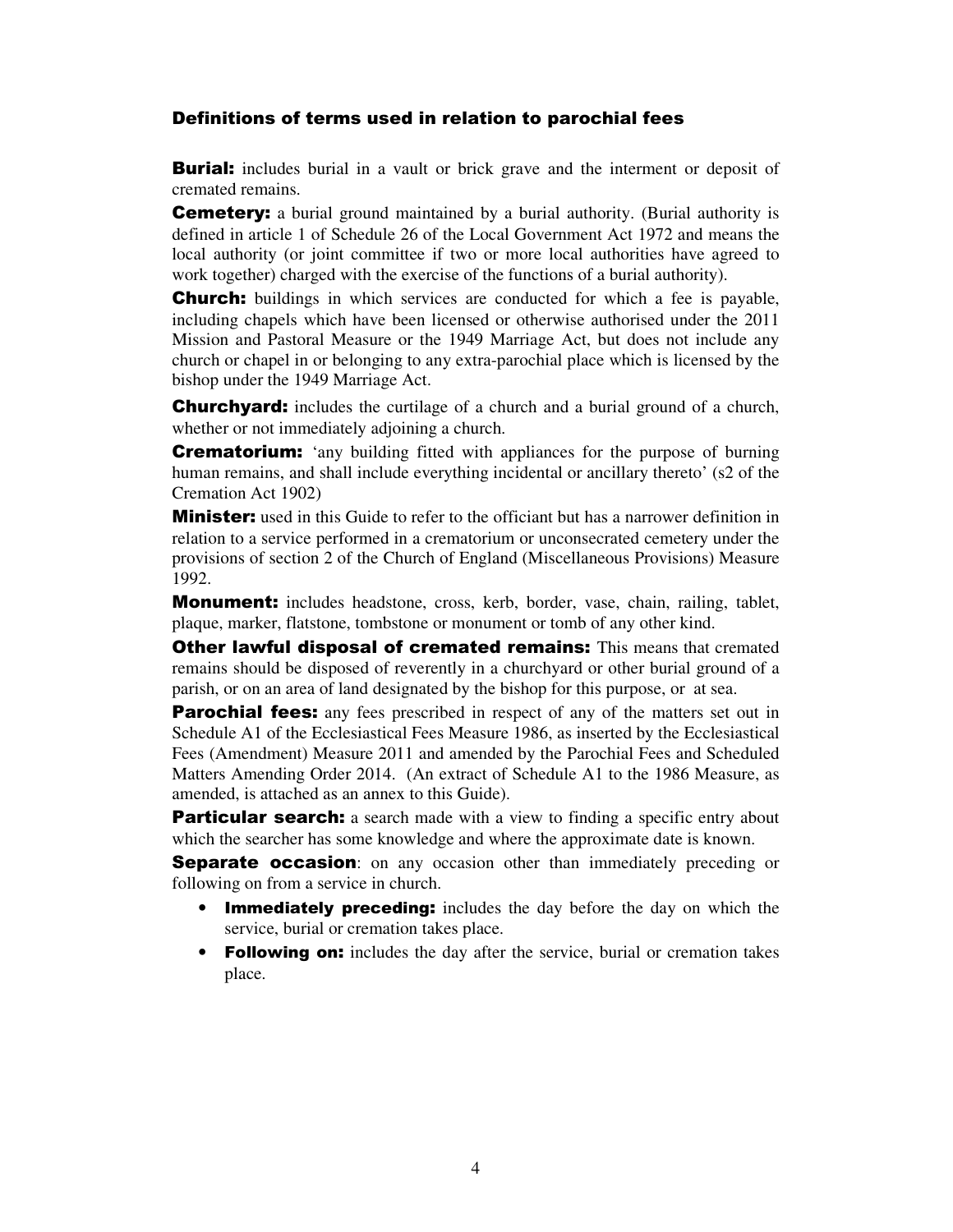## Definitions of terms used in relation to parochial fees

**Burial:** includes burial in a vault or brick grave and the interment or deposit of cremated remains.

**Cemetery:** a burial ground maintained by a burial authority. (Burial authority is defined in article 1 of Schedule 26 of the Local Government Act 1972 and means the local authority (or joint committee if two or more local authorities have agreed to work together) charged with the exercise of the functions of a burial authority).

**Church:** buildings in which services are conducted for which a fee is payable, including chapels which have been licensed or otherwise authorised under the 2011 Mission and Pastoral Measure or the 1949 Marriage Act, but does not include any church or chapel in or belonging to any extra-parochial place which is licensed by the bishop under the 1949 Marriage Act.

**Churchyard:** includes the curtilage of a church and a burial ground of a church, whether or not immediately adjoining a church.

**Crematorium:** 'any building fitted with appliances for the purpose of burning human remains, and shall include everything incidental or ancillary thereto' (s2 of the Cremation Act 1902)

**Minister:** used in this Guide to refer to the officiant but has a narrower definition in relation to a service performed in a crematorium or unconsecrated cemetery under the provisions of section 2 of the Church of England (Miscellaneous Provisions) Measure 1992.

**Monument:** includes headstone, cross, kerb, border, vase, chain, railing, tablet, plaque, marker, flatstone, tombstone or monument or tomb of any other kind.

**Other lawful disposal of cremated remains:** This means that cremated remains should be disposed of reverently in a churchyard or other burial ground of a parish, or on an area of land designated by the bishop for this purpose, or at sea.

**Parochial fees:** any fees prescribed in respect of any of the matters set out in Schedule A1 of the Ecclesiastical Fees Measure 1986, as inserted by the Ecclesiastical Fees (Amendment) Measure 2011 and amended by the Parochial Fees and Scheduled Matters Amending Order 2014. (An extract of Schedule A1 to the 1986 Measure, as amended, is attached as an annex to this Guide).

**Particular search:** a search made with a view to finding a specific entry about which the searcher has some knowledge and where the approximate date is known.

**Separate occasion**: on any occasion other than immediately preceding or following on from a service in church.

- **Immediately preceding:** includes the day before the day on which the service, burial or cremation takes place.
- **Following on:** includes the day after the service, burial or cremation takes place.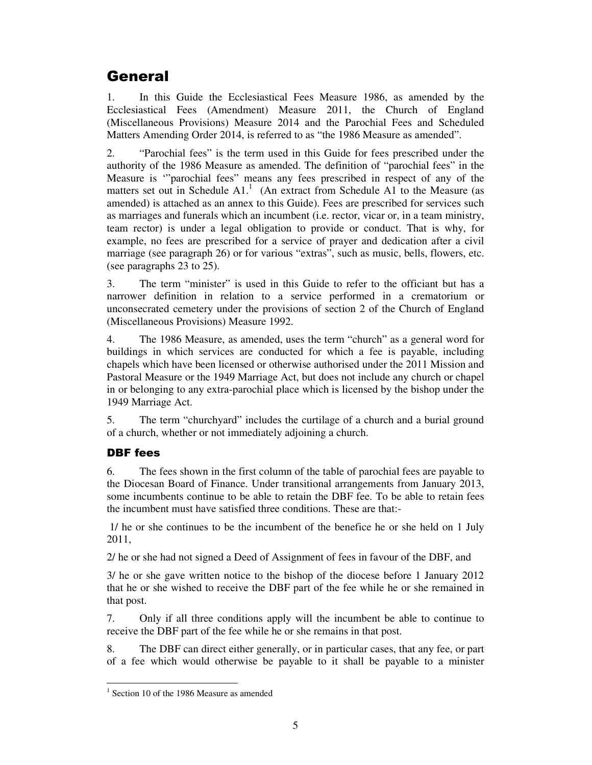# General

1. In this Guide the Ecclesiastical Fees Measure 1986, as amended by the Ecclesiastical Fees (Amendment) Measure 2011, the Church of England (Miscellaneous Provisions) Measure 2014 and the Parochial Fees and Scheduled Matters Amending Order 2014, is referred to as "the 1986 Measure as amended".

2. "Parochial fees" is the term used in this Guide for fees prescribed under the authority of the 1986 Measure as amended. The definition of "parochial fees" in the Measure is '"parochial fees" means any fees prescribed in respect of any of the matters set out in Schedule A1.[1] (An extract from Schedule A1 to the Measure (as amended) is attached as an annex to this Guide). Fees are prescribed for services such as marriages and funerals which an incumbent (i.e. rector, vicar or, in a team ministry, team rector) is under a legal obligation to provide or conduct. That is why, for example, no fees are prescribed for a service of prayer and dedication after a civil marriage (see paragraph 26) or for various "extras", such as music, bells, flowers, etc. (see paragraphs 23 to 25).

3. The term "minister" is used in this Guide to refer to the officiant but has a narrower definition in relation to a service performed in a crematorium or unconsecrated cemetery under the provisions of section 2 of the Church of England (Miscellaneous Provisions) Measure 1992.

4. The 1986 Measure, as amended, uses the term "church" as a general word for buildings in which services are conducted for which a fee is payable, including chapels which have been licensed or otherwise authorised under the 2011 Mission and Pastoral Measure or the 1949 Marriage Act, but does not include any church or chapel in or belonging to any extra-parochial place which is licensed by the bishop under the 1949 Marriage Act.

5. The term "churchyard" includes the curtilage of a church and a burial ground of a church, whether or not immediately adjoining a church.

## DBF fees

6. The fees shown in the first column of the table of parochial fees are payable to the Diocesan Board of Finance. Under transitional arrangements from January 2013, some incumbents continue to be able to retain the DBF fee. To be able to retain fees the incumbent must have satisfied three conditions. These are that:-

1/ he or she continues to be the incumbent of the benefice he or she held on 1 July 2011,

2/ he or she had not signed a Deed of Assignment of fees in favour of the DBF, and

3/ he or she gave written notice to the bishop of the diocese before 1 January 2012 that he or she wished to receive the DBF part of the fee while he or she remained in that post.

7. Only if all three conditions apply will the incumbent be able to continue to receive the DBF part of the fee while he or she remains in that post.

8. The DBF can direct either generally, or in particular cases, that any fee, or part of a fee which would otherwise be payable to it shall be payable to a minister

[1] Section 10 of the 1986 Measure as amended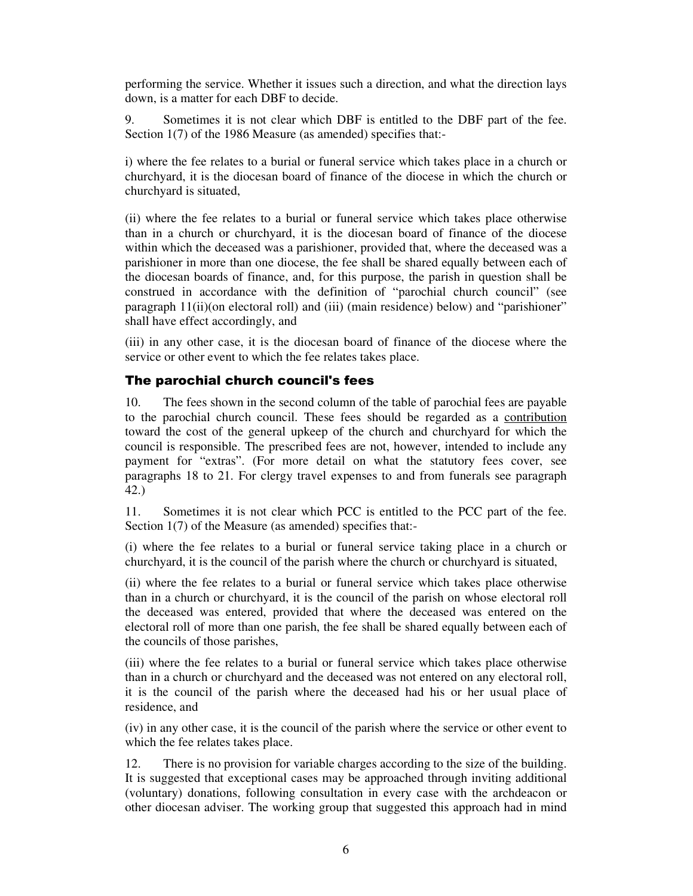performing the service. Whether it issues such a direction, and what the direction lays down, is a matter for each DBF to decide.

9. Sometimes it is not clear which DBF is entitled to the DBF part of the fee. Section 1(7) of the 1986 Measure (as amended) specifies that:-

i) where the fee relates to a burial or funeral service which takes place in a church or churchyard, it is the diocesan board of finance of the diocese in which the church or churchyard is situated,

(ii) where the fee relates to a burial or funeral service which takes place otherwise than in a church or churchyard, it is the diocesan board of finance of the diocese within which the deceased was a parishioner, provided that, where the deceased was a parishioner in more than one diocese, the fee shall be shared equally between each of the diocesan boards of finance, and, for this purpose, the parish in question shall be construed in accordance with the definition of "parochial church council" (see paragraph 11(ii)(on electoral roll) and (iii) (main residence) below) and "parishioner" shall have effect accordingly, and

(iii) in any other case, it is the diocesan board of finance of the diocese where the service or other event to which the fee relates takes place.

## The parochial church council's fees

10. The fees shown in the second column of the table of parochial fees are payable to the parochial church council. These fees should be regarded as a contribution toward the cost of the general upkeep of the church and churchyard for which the council is responsible. The prescribed fees are not, however, intended to include any payment for "extras". (For more detail on what the statutory fees cover, see paragraphs 18 to 21. For clergy travel expenses to and from funerals see paragraph 42.)

11. Sometimes it is not clear which PCC is entitled to the PCC part of the fee. Section 1(7) of the Measure (as amended) specifies that:-

(i) where the fee relates to a burial or funeral service taking place in a church or churchyard, it is the council of the parish where the church or churchyard is situated,

(ii) where the fee relates to a burial or funeral service which takes place otherwise than in a church or churchyard, it is the council of the parish on whose electoral roll the deceased was entered, provided that where the deceased was entered on the electoral roll of more than one parish, the fee shall be shared equally between each of the councils of those parishes,

(iii) where the fee relates to a burial or funeral service which takes place otherwise than in a church or churchyard and the deceased was not entered on any electoral roll, it is the council of the parish where the deceased had his or her usual place of residence, and

(iv) in any other case, it is the council of the parish where the service or other event to which the fee relates takes place.

12. There is no provision for variable charges according to the size of the building. It is suggested that exceptional cases may be approached through inviting additional (voluntary) donations, following consultation in every case with the archdeacon or other diocesan adviser. The working group that suggested this approach had in mind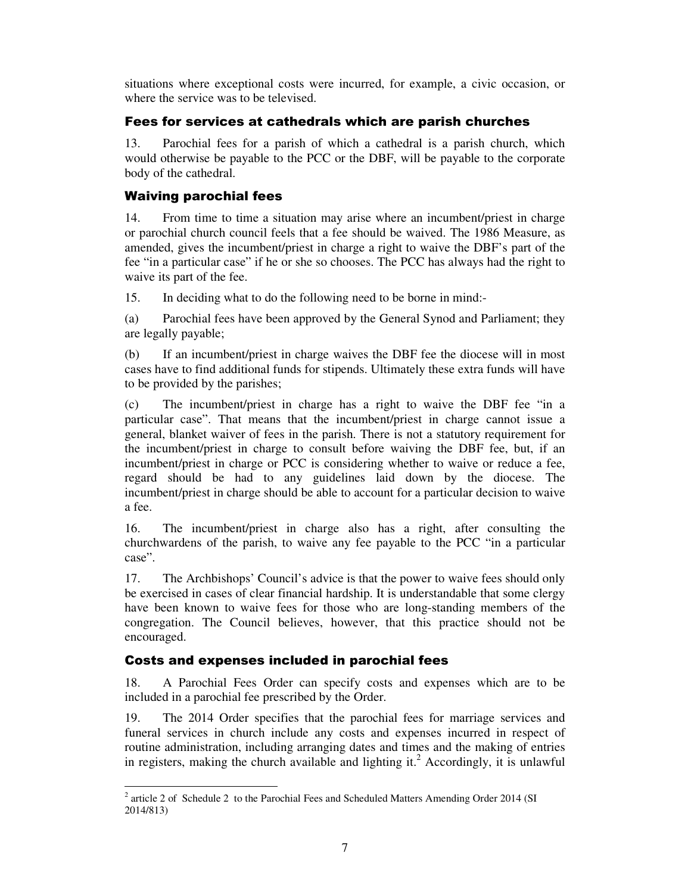situations where exceptional costs were incurred, for example, a civic occasion, or where the service was to be televised.

## Fees for services at cathedrals which are parish churches

13. Parochial fees for a parish of which a cathedral is a parish church, which would otherwise be payable to the PCC or the DBF, will be payable to the corporate body of the cathedral.

## Waiving parochial fees

14. From time to time a situation may arise where an incumbent/priest in charge or parochial church council feels that a fee should be waived. The 1986 Measure, as amended, gives the incumbent/priest in charge a right to waive the DBF's part of the fee "in a particular case" if he or she so chooses. The PCC has always had the right to waive its part of the fee.

15. In deciding what to do the following need to be borne in mind:-

(a) Parochial fees have been approved by the General Synod and Parliament; they are legally payable;

(b) If an incumbent/priest in charge waives the DBF fee the diocese will in most cases have to find additional funds for stipends. Ultimately these extra funds will have to be provided by the parishes;

(c) The incumbent/priest in charge has a right to waive the DBF fee "in a particular case". That means that the incumbent/priest in charge cannot issue a general, blanket waiver of fees in the parish. There is not a statutory requirement for the incumbent/priest in charge to consult before waiving the DBF fee, but, if an incumbent/priest in charge or PCC is considering whether to waive or reduce a fee, regard should be had to any guidelines laid down by the diocese. The incumbent/priest in charge should be able to account for a particular decision to waive a fee.

16. The incumbent/priest in charge also has a right, after consulting the churchwardens of the parish, to waive any fee payable to the PCC "in a particular case".

17. The Archbishops' Council's advice is that the power to waive fees should only be exercised in cases of clear financial hardship. It is understandable that some clergy have been known to waive fees for those who are long-standing members of the congregation. The Council believes, however, that this practice should not be encouraged.

## Costs and expenses included in parochial fees

18. A Parochial Fees Order can specify costs and expenses which are to be included in a parochial fee prescribed by the Order.

19. The 2014 Order specifies that the parochial fees for marriage services and funeral services in church include any costs and expenses incurred in respect of routine administration, including arranging dates and times and the making of entries in registers, making the church available and lighting it.[2] Accordingly, it is unlawful

---

[2] article 2 of Schedule 2 to the Parochial Fees and Scheduled Matters Amending Order 2014 (SI 2014/813)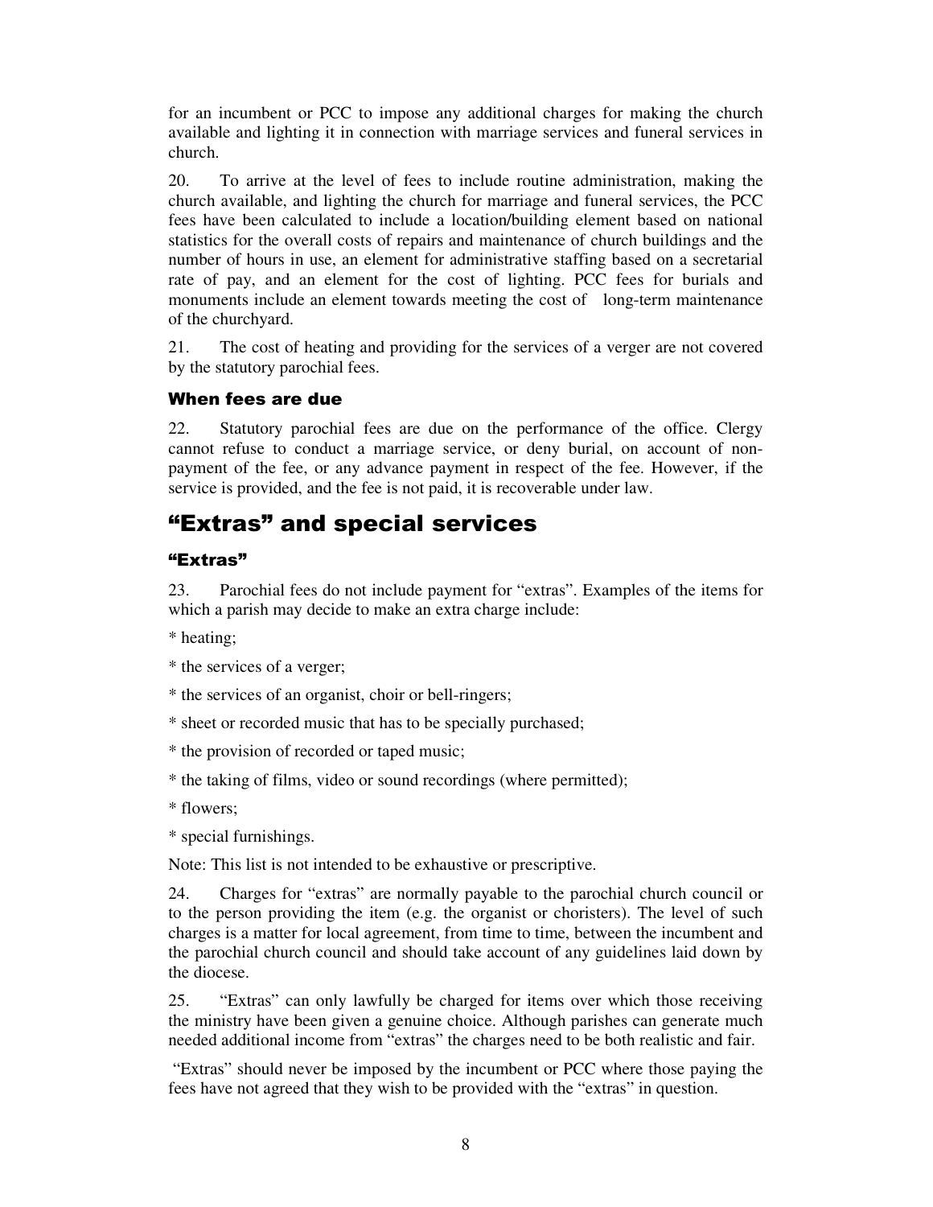for an incumbent or PCC to impose any additional charges for making the church available and lighting it in connection with marriage services and funeral services in church.

20. To arrive at the level of fees to include routine administration, making the church available, and lighting the church for marriage and funeral services, the PCC fees have been calculated to include a location/building element based on national statistics for the overall costs of repairs and maintenance of church buildings and the number of hours in use, an element for administrative staffing based on a secretarial rate of pay, and an element for the cost of lighting. PCC fees for burials and monuments include an element towards meeting the cost of long-term maintenance of the churchyard.

21. The cost of heating and providing for the services of a verger are not covered by the statutory parochial fees.

### When fees are due

22. Statutory parochial fees are due on the performance of the office. Clergy cannot refuse to conduct a marriage service, or deny burial, on account of non-payment of the fee, or any advance payment in respect of the fee. However, if the service is provided, and the fee is not paid, it is recoverable under law.

## "Extras" and special services

### "Extras"

23. Parochial fees do not include payment for "extras". Examples of the items for which a parish may decide to make an extra charge include:

* heating;

* the services of a verger;

* the services of an organist, choir or bell-ringers;

* sheet or recorded music that has to be specially purchased;

* the provision of recorded or taped music;

* the taking of films, video or sound recordings (where permitted);

* flowers;

* special furnishings.

Note: This list is not intended to be exhaustive or prescriptive.

24. Charges for "extras" are normally payable to the parochial church council or to the person providing the item (e.g. the organist or choristers). The level of such charges is a matter for local agreement, from time to time, between the incumbent and the parochial church council and should take account of any guidelines laid down by the diocese.

25. "Extras" can only lawfully be charged for items over which those receiving the ministry have been given a genuine choice. Although parishes can generate much needed additional income from "extras" the charges need to be both realistic and fair.

"Extras" should never be imposed by the incumbent or PCC where those paying the fees have not agreed that they wish to be provided with the "extras" in question.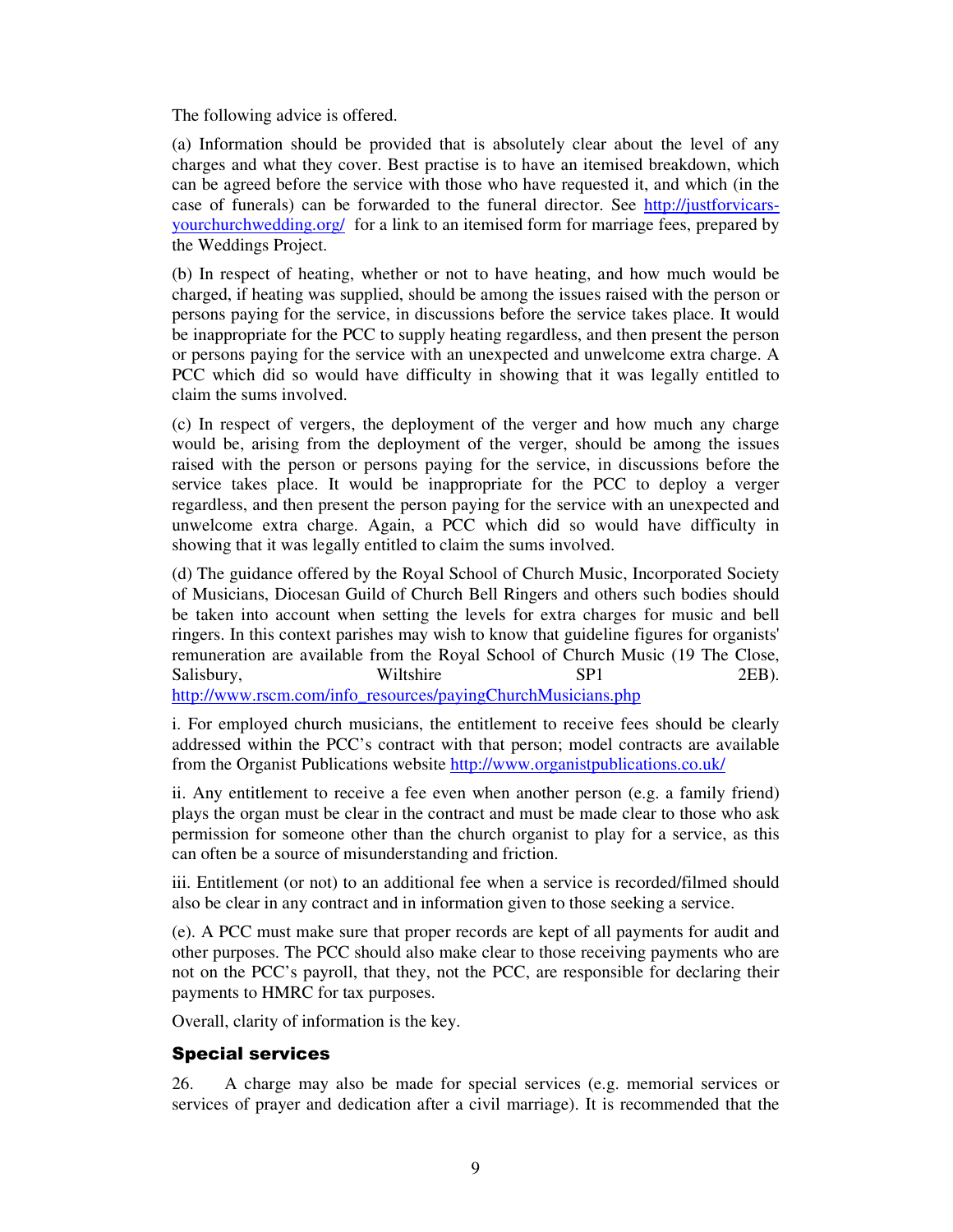The following advice is offered.

(a) Information should be provided that is absolutely clear about the level of any charges and what they cover. Best practise is to have an itemised breakdown, which can be agreed before the service with those who have requested it, and which (in the case of funerals) can be forwarded to the funeral director. See http://justforvicars-yourchurchwedding.org/ for a link to an itemised form for marriage fees, prepared by the Weddings Project.

(b) In respect of heating, whether or not to have heating, and how much would be charged, if heating was supplied, should be among the issues raised with the person or persons paying for the service, in discussions before the service takes place. It would be inappropriate for the PCC to supply heating regardless, and then present the person or persons paying for the service with an unexpected and unwelcome extra charge. A PCC which did so would have difficulty in showing that it was legally entitled to claim the sums involved.

(c) In respect of vergers, the deployment of the verger and how much any charge would be, arising from the deployment of the verger, should be among the issues raised with the person or persons paying for the service, in discussions before the service takes place. It would be inappropriate for the PCC to deploy a verger regardless, and then present the person paying for the service with an unexpected and unwelcome extra charge. Again, a PCC which did so would have difficulty in showing that it was legally entitled to claim the sums involved.

(d) The guidance offered by the Royal School of Church Music, Incorporated Society of Musicians, Diocesan Guild of Church Bell Ringers and others such bodies should be taken into account when setting the levels for extra charges for music and bell ringers. In this context parishes may wish to know that guideline figures for organists' remuneration are available from the Royal School of Church Music (19 The Close, Salisbury, Wiltshire SP1 2EB). http://www.rscm.com/info_resources/payingChurchMusicians.php

i. For employed church musicians, the entitlement to receive fees should be clearly addressed within the PCC's contract with that person; model contracts are available from the Organist Publications website http://www.organistpublications.co.uk/

ii. Any entitlement to receive a fee even when another person (e.g. a family friend) plays the organ must be clear in the contract and must be made clear to those who ask permission for someone other than the church organist to play for a service, as this can often be a source of misunderstanding and friction.

iii. Entitlement (or not) to an additional fee when a service is recorded/filmed should also be clear in any contract and in information given to those seeking a service.

(e). A PCC must make sure that proper records are kept of all payments for audit and other purposes. The PCC should also make clear to those receiving payments who are not on the PCC's payroll, that they, not the PCC, are responsible for declaring their payments to HMRC for tax purposes.

Overall, clarity of information is the key.

## Special services

26. A charge may also be made for special services (e.g. memorial services or services of prayer and dedication after a civil marriage). It is recommended that the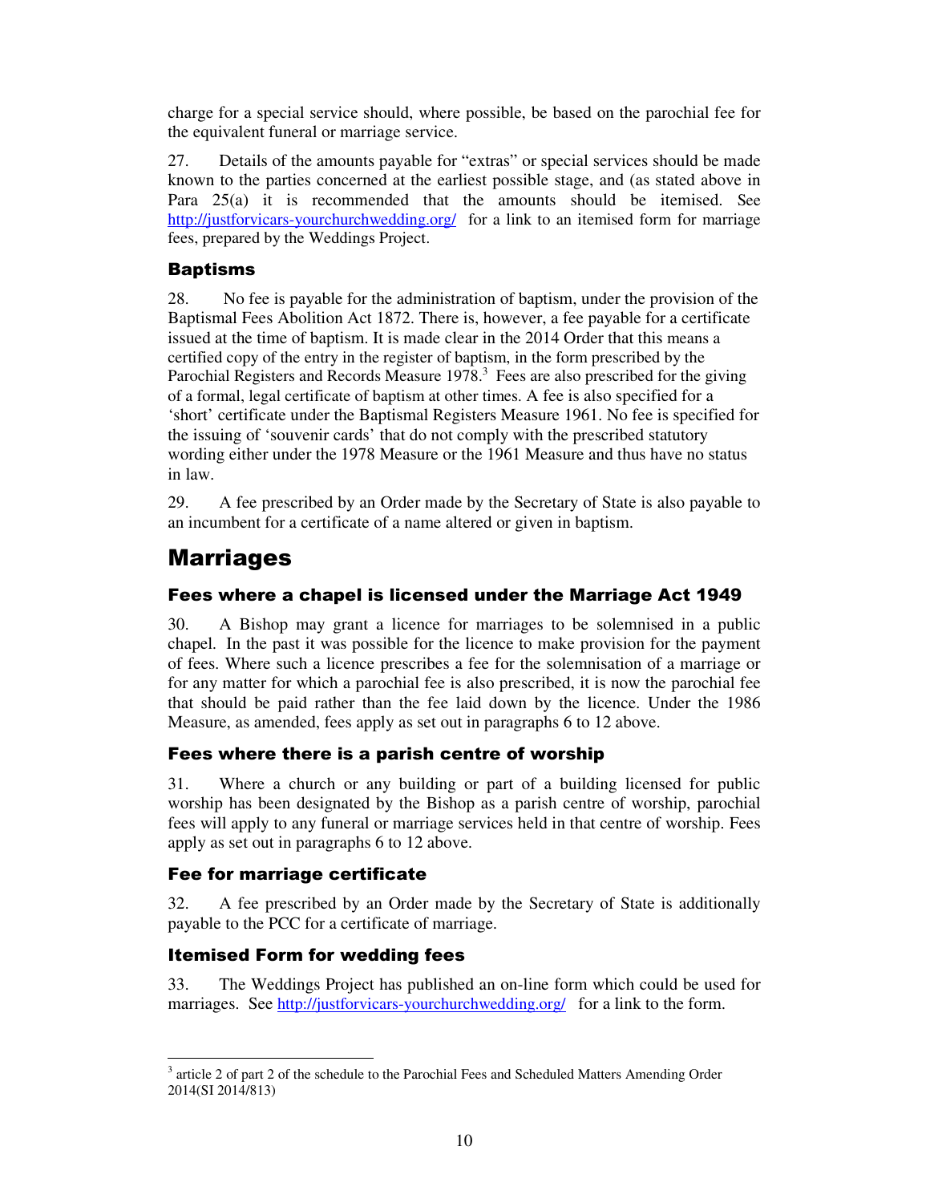charge for a special service should, where possible, be based on the parochial fee for the equivalent funeral or marriage service.

27. Details of the amounts payable for "extras" or special services should be made known to the parties concerned at the earliest possible stage, and (as stated above in Para 25(a) it is recommended that the amounts should be itemised. See http://justforvicars-yourchurchwedding.org/ for a link to an itemised form for marriage fees, prepared by the Weddings Project.

### Baptisms

28. No fee is payable for the administration of baptism, under the provision of the Baptismal Fees Abolition Act 1872. There is, however, a fee payable for a certificate issued at the time of baptism. It is made clear in the 2014 Order that this means a certified copy of the entry in the register of baptism, in the form prescribed by the Parochial Registers and Records Measure 1978.[3] Fees are also prescribed for the giving of a formal, legal certificate of baptism at other times. A fee is also specified for a 'short' certificate under the Baptismal Registers Measure 1961. No fee is specified for the issuing of 'souvenir cards' that do not comply with the prescribed statutory wording either under the 1978 Measure or the 1961 Measure and thus have no status in law.

29. A fee prescribed by an Order made by the Secretary of State is also payable to an incumbent for a certificate of a name altered or given in baptism.

## Marriages

### Fees where a chapel is licensed under the Marriage Act 1949

30. A Bishop may grant a licence for marriages to be solemnised in a public chapel. In the past it was possible for the licence to make provision for the payment of fees. Where such a licence prescribes a fee for the solemnisation of a marriage or for any matter for which a parochial fee is also prescribed, it is now the parochial fee that should be paid rather than the fee laid down by the licence. Under the 1986 Measure, as amended, fees apply as set out in paragraphs 6 to 12 above.

### Fees where there is a parish centre of worship

31. Where a church or any building or part of a building licensed for public worship has been designated by the Bishop as a parish centre of worship, parochial fees will apply to any funeral or marriage services held in that centre of worship. Fees apply as set out in paragraphs 6 to 12 above.

### Fee for marriage certificate

32. A fee prescribed by an Order made by the Secretary of State is additionally payable to the PCC for a certificate of marriage.

### Itemised Form for wedding fees

33. The Weddings Project has published an on-line form which could be used for marriages. See http://justforvicars-yourchurchwedding.org/ for a link to the form.

---

[3] article 2 of part 2 of the schedule to the Parochial Fees and Scheduled Matters Amending Order 2014(SI 2014/813)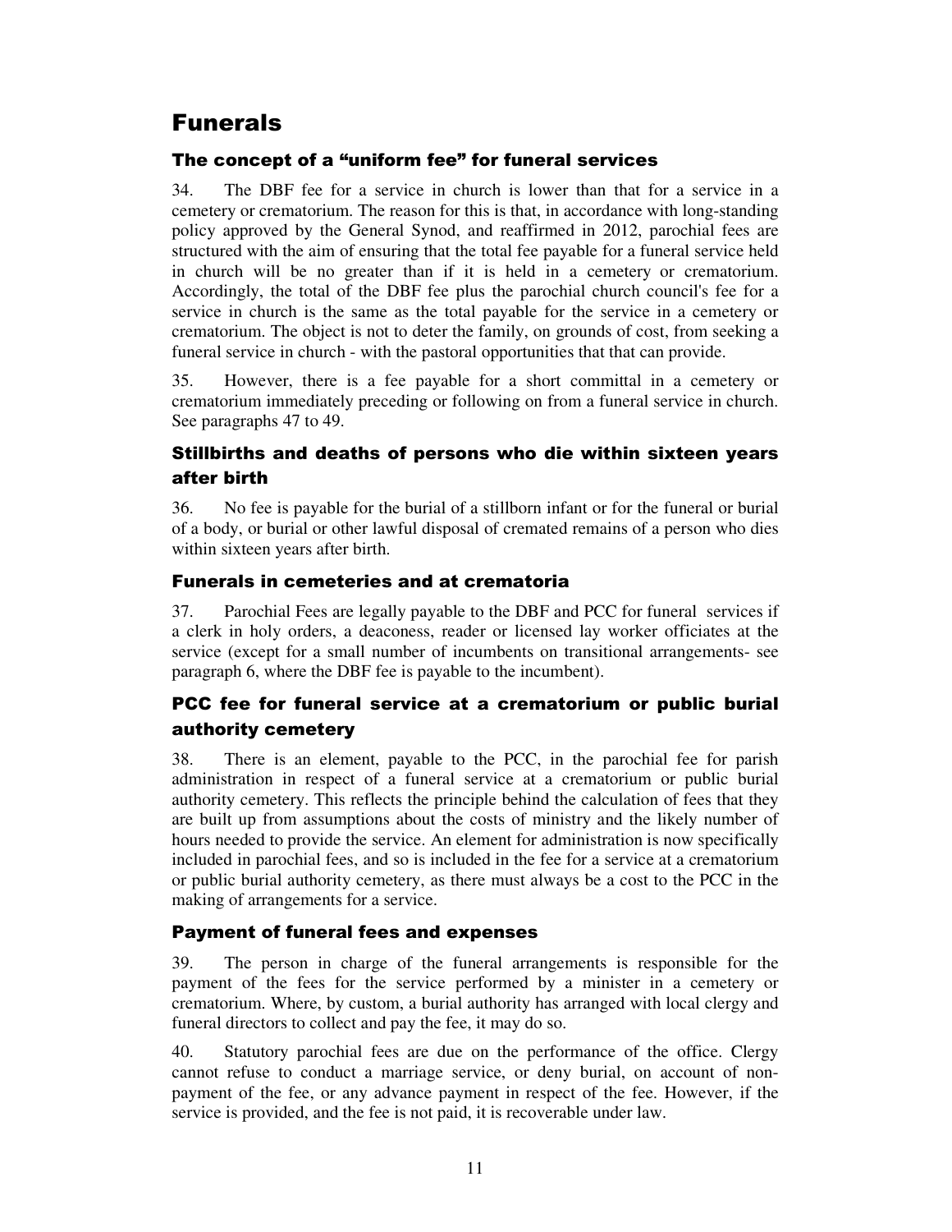# Funerals

### The concept of a "uniform fee" for funeral services

34. The DBF fee for a service in church is lower than that for a service in a cemetery or crematorium. The reason for this is that, in accordance with long-standing policy approved by the General Synod, and reaffirmed in 2012, parochial fees are structured with the aim of ensuring that the total fee payable for a funeral service held in church will be no greater than if it is held in a cemetery or crematorium. Accordingly, the total of the DBF fee plus the parochial church council's fee for a service in church is the same as the total payable for the service in a cemetery or crematorium. The object is not to deter the family, on grounds of cost, from seeking a funeral service in church - with the pastoral opportunities that that can provide.

35. However, there is a fee payable for a short committal in a cemetery or crematorium immediately preceding or following on from a funeral service in church. See paragraphs 47 to 49.

### Stillbirths and deaths of persons who die within sixteen years after birth

36. No fee is payable for the burial of a stillborn infant or for the funeral or burial of a body, or burial or other lawful disposal of cremated remains of a person who dies within sixteen years after birth.

### Funerals in cemeteries and at crematoria

37. Parochial Fees are legally payable to the DBF and PCC for funeral services if a clerk in holy orders, a deaconess, reader or licensed lay worker officiates at the service (except for a small number of incumbents on transitional arrangements- see paragraph 6, where the DBF fee is payable to the incumbent).

### PCC fee for funeral service at a crematorium or public burial authority cemetery

38. There is an element, payable to the PCC, in the parochial fee for parish administration in respect of a funeral service at a crematorium or public burial authority cemetery. This reflects the principle behind the calculation of fees that they are built up from assumptions about the costs of ministry and the likely number of hours needed to provide the service. An element for administration is now specifically included in parochial fees, and so is included in the fee for a service at a crematorium or public burial authority cemetery, as there must always be a cost to the PCC in the making of arrangements for a service.

### Payment of funeral fees and expenses

39. The person in charge of the funeral arrangements is responsible for the payment of the fees for the service performed by a minister in a cemetery or crematorium. Where, by custom, a burial authority has arranged with local clergy and funeral directors to collect and pay the fee, it may do so.

40. Statutory parochial fees are due on the performance of the office. Clergy cannot refuse to conduct a marriage service, or deny burial, on account of non-payment of the fee, or any advance payment in respect of the fee. However, if the service is provided, and the fee is not paid, it is recoverable under law.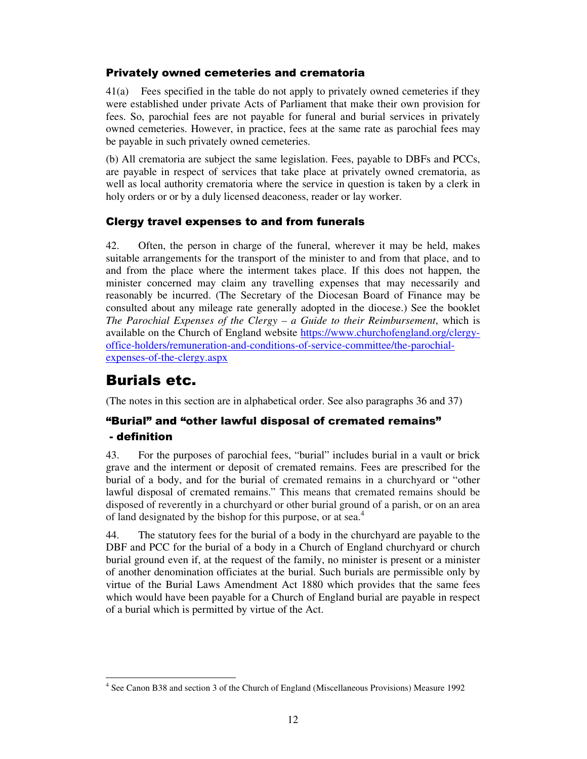### Privately owned cemeteries and crematoria

41(a) Fees specified in the table do not apply to privately owned cemeteries if they were established under private Acts of Parliament that make their own provision for fees. So, parochial fees are not payable for funeral and burial services in privately owned cemeteries. However, in practice, fees at the same rate as parochial fees may be payable in such privately owned cemeteries.

(b) All crematoria are subject the same legislation. Fees, payable to DBFs and PCCs, are payable in respect of services that take place at privately owned crematoria, as well as local authority crematoria where the service in question is taken by a clerk in holy orders or or by a duly licensed deaconess, reader or lay worker.

### Clergy travel expenses to and from funerals

42. Often, the person in charge of the funeral, wherever it may be held, makes suitable arrangements for the transport of the minister to and from that place, and to and from the place where the interment takes place. If this does not happen, the minister concerned may claim any travelling expenses that may necessarily and reasonably be incurred. (The Secretary of the Diocesan Board of Finance may be consulted about any mileage rate generally adopted in the diocese.) See the booklet *The Parochial Expenses of the Clergy – a Guide to their Reimbursement*, which is available on the Church of England website [https://www.churchofengland.org/clergy-office-holders/remuneration-and-conditions-of-service-committee/the-parochial-expenses-of-the-clergy.aspx](https://www.churchofengland.org/clergy-office-holders/remuneration-and-conditions-of-service-committee/the-parochial-expenses-of-the-clergy.aspx)

## Burials etc.

(The notes in this section are in alphabetical order. See also paragraphs 36 and 37)

### "Burial" and "other lawful disposal of cremated remains" - definition

43. For the purposes of parochial fees, "burial" includes burial in a vault or brick grave and the interment or deposit of cremated remains. Fees are prescribed for the burial of a body, and for the burial of cremated remains in a churchyard or "other lawful disposal of cremated remains." This means that cremated remains should be disposed of reverently in a churchyard or other burial ground of a parish, or on an area of land designated by the bishop for this purpose, or at sea.[4]

44. The statutory fees for the burial of a body in the churchyard are payable to the DBF and PCC for the burial of a body in a Church of England churchyard or church burial ground even if, at the request of the family, no minister is present or a minister of another denomination officiates at the burial. Such burials are permissible only by virtue of the Burial Laws Amendment Act 1880 which provides that the same fees which would have been payable for a Church of England burial are payable in respect of a burial which is permitted by virtue of the Act.

---

[4] See Canon B38 and section 3 of the Church of England (Miscellaneous Provisions) Measure 1992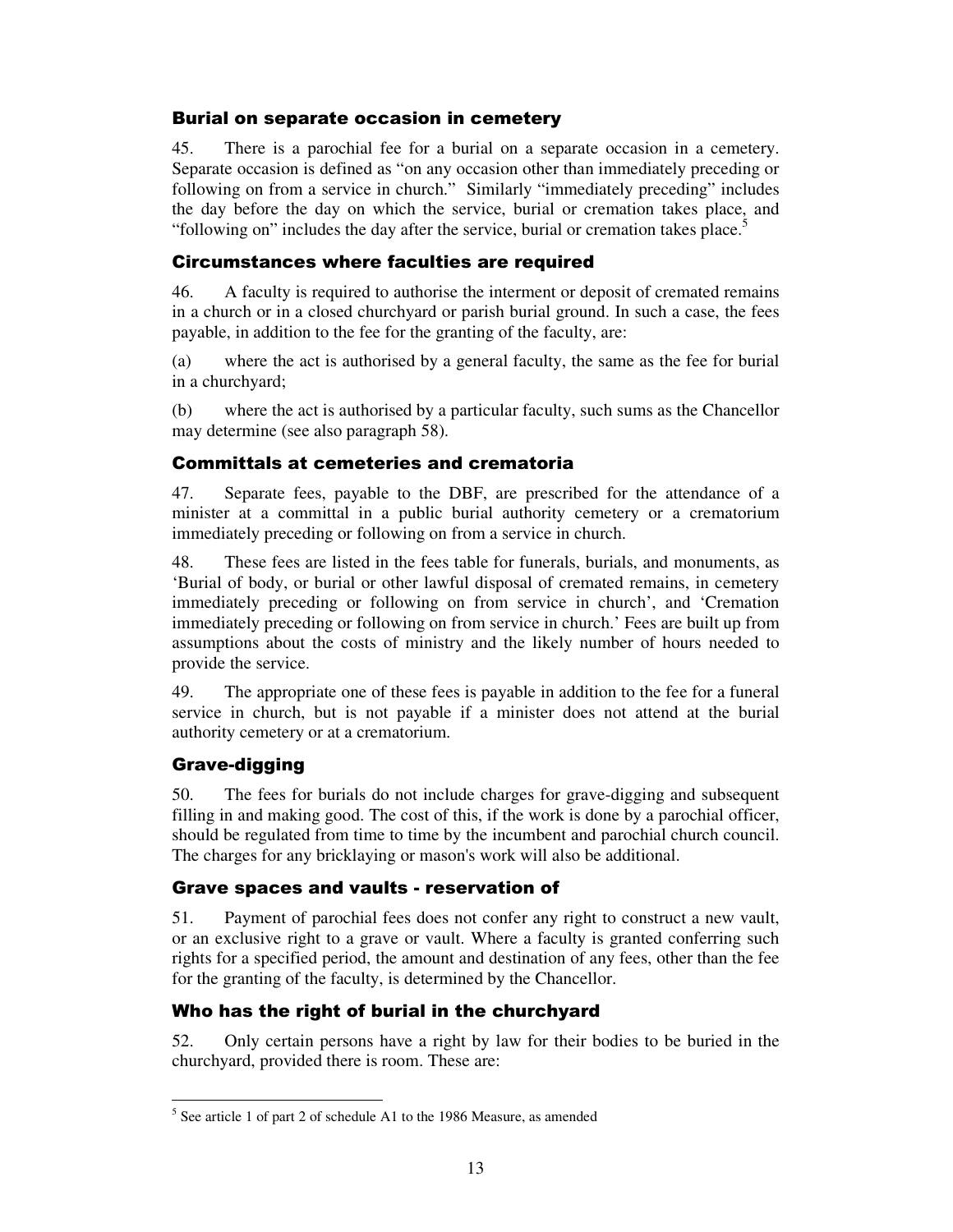### Burial on separate occasion in cemetery

45. There is a parochial fee for a burial on a separate occasion in a cemetery. Separate occasion is defined as "on any occasion other than immediately preceding or following on from a service in church." Similarly "immediately preceding" includes the day before the day on which the service, burial or cremation takes place, and "following on" includes the day after the service, burial or cremation takes place.[5]

### Circumstances where faculties are required

46. A faculty is required to authorise the interment or deposit of cremated remains in a church or in a closed churchyard or parish burial ground. In such a case, the fees payable, in addition to the fee for the granting of the faculty, are:

(a) where the act is authorised by a general faculty, the same as the fee for burial in a churchyard;

(b) where the act is authorised by a particular faculty, such sums as the Chancellor may determine (see also paragraph 58).

### Committals at cemeteries and crematoria

47. Separate fees, payable to the DBF, are prescribed for the attendance of a minister at a committal in a public burial authority cemetery or a crematorium immediately preceding or following on from a service in church.

48. These fees are listed in the fees table for funerals, burials, and monuments, as 'Burial of body, or burial or other lawful disposal of cremated remains, in cemetery immediately preceding or following on from service in church', and 'Cremation immediately preceding or following on from service in church.' Fees are built up from assumptions about the costs of ministry and the likely number of hours needed to provide the service.

49. The appropriate one of these fees is payable in addition to the fee for a funeral service in church, but is not payable if a minister does not attend at the burial authority cemetery or at a crematorium.

### Grave-digging

50. The fees for burials do not include charges for grave-digging and subsequent filling in and making good. The cost of this, if the work is done by a parochial officer, should be regulated from time to time by the incumbent and parochial church council. The charges for any bricklaying or mason's work will also be additional.

### Grave spaces and vaults - reservation of

51. Payment of parochial fees does not confer any right to construct a new vault, or an exclusive right to a grave or vault. Where a faculty is granted conferring such rights for a specified period, the amount and destination of any fees, other than the fee for the granting of the faculty, is determined by the Chancellor.

### Who has the right of burial in the churchyard

52. Only certain persons have a right by law for their bodies to be buried in the churchyard, provided there is room. These are:

---

[5] See article 1 of part 2 of schedule A1 to the 1986 Measure, as amended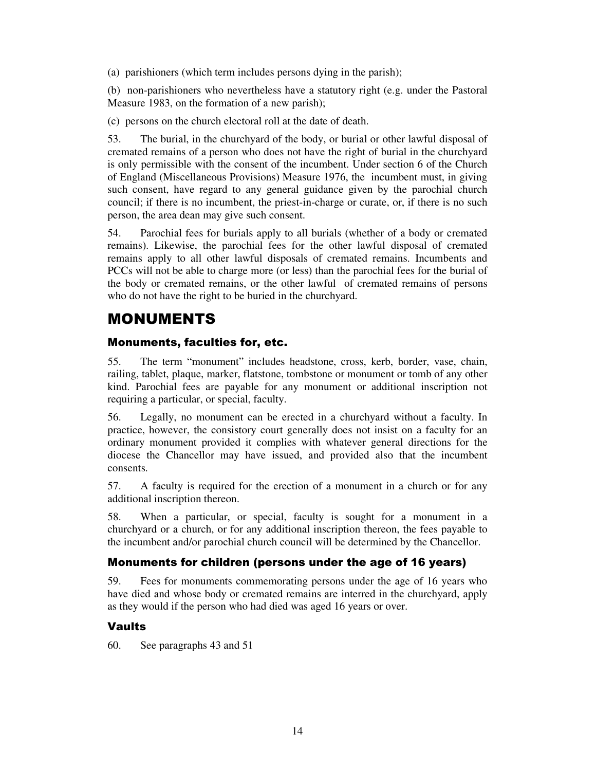(a) parishioners (which term includes persons dying in the parish);

(b) non-parishioners who nevertheless have a statutory right (e.g. under the Pastoral Measure 1983, on the formation of a new parish);

(c) persons on the church electoral roll at the date of death.

53. The burial, in the churchyard of the body, or burial or other lawful disposal of cremated remains of a person who does not have the right of burial in the churchyard is only permissible with the consent of the incumbent. Under section 6 of the Church of England (Miscellaneous Provisions) Measure 1976, the incumbent must, in giving such consent, have regard to any general guidance given by the parochial church council; if there is no incumbent, the priest-in-charge or curate, or, if there is no such person, the area dean may give such consent.

54. Parochial fees for burials apply to all burials (whether of a body or cremated remains). Likewise, the parochial fees for the other lawful disposal of cremated remains apply to all other lawful disposals of cremated remains. Incumbents and PCCs will not be able to charge more (or less) than the parochial fees for the burial of the body or cremated remains, or the other lawful of cremated remains of persons who do not have the right to be buried in the churchyard.

# MONUMENTS

## Monuments, faculties for, etc.

55. The term "monument" includes headstone, cross, kerb, border, vase, chain, railing, tablet, plaque, marker, flatstone, tombstone or monument or tomb of any other kind. Parochial fees are payable for any monument or additional inscription not requiring a particular, or special, faculty.

56. Legally, no monument can be erected in a churchyard without a faculty. In practice, however, the consistory court generally does not insist on a faculty for an ordinary monument provided it complies with whatever general directions for the diocese the Chancellor may have issued, and provided also that the incumbent consents.

57. A faculty is required for the erection of a monument in a church or for any additional inscription thereon.

58. When a particular, or special, faculty is sought for a monument in a churchyard or a church, or for any additional inscription thereon, the fees payable to the incumbent and/or parochial church council will be determined by the Chancellor.

## Monuments for children (persons under the age of 16 years)

59. Fees for monuments commemorating persons under the age of 16 years who have died and whose body or cremated remains are interred in the churchyard, apply as they would if the person who had died was aged 16 years or over.

## Vaults

60. See paragraphs 43 and 51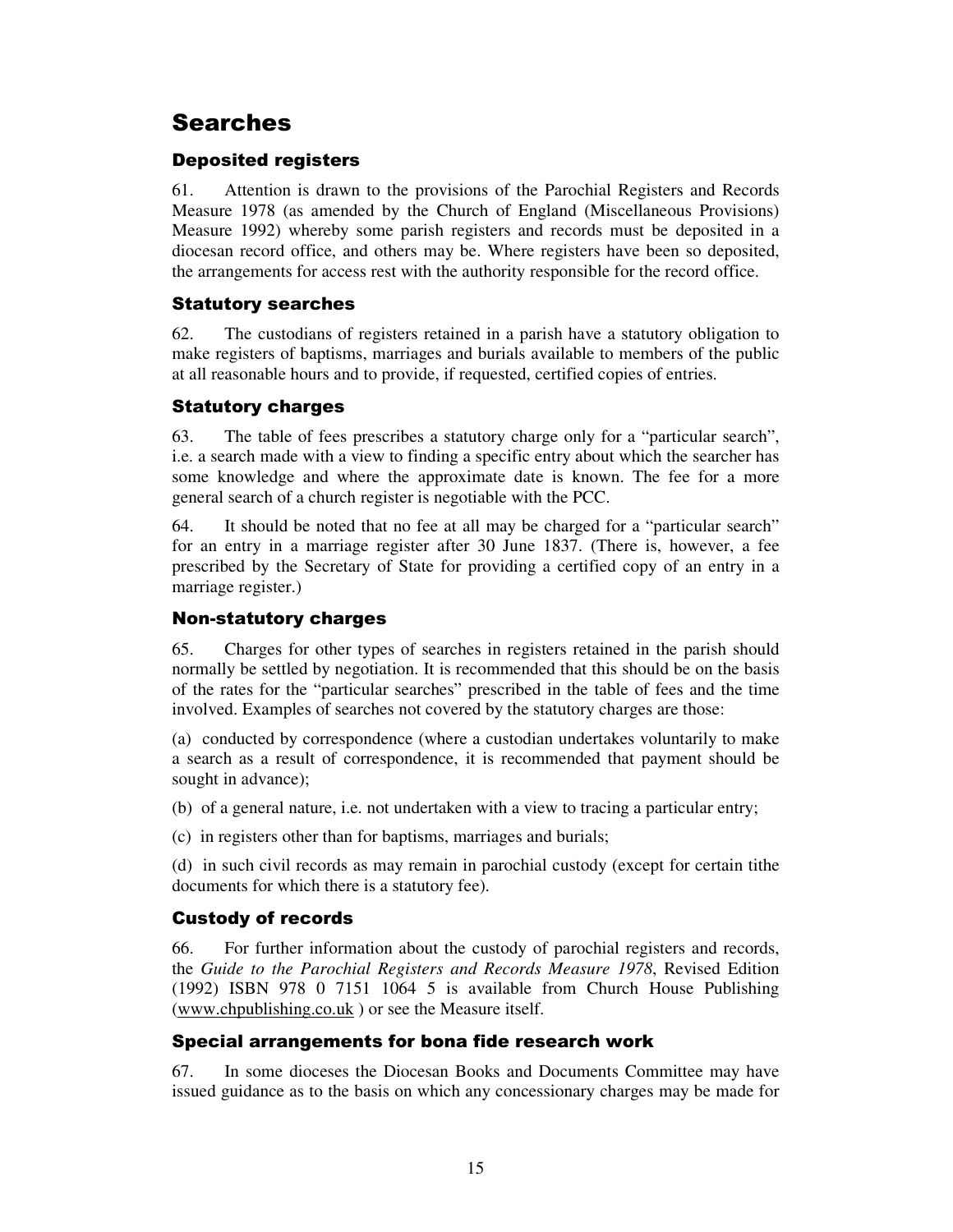# Searches

## Deposited registers

61. Attention is drawn to the provisions of the Parochial Registers and Records Measure 1978 (as amended by the Church of England (Miscellaneous Provisions) Measure 1992) whereby some parish registers and records must be deposited in a diocesan record office, and others may be. Where registers have been so deposited, the arrangements for access rest with the authority responsible for the record office.

## Statutory searches

62. The custodians of registers retained in a parish have a statutory obligation to make registers of baptisms, marriages and burials available to members of the public at all reasonable hours and to provide, if requested, certified copies of entries.

## Statutory charges

63. The table of fees prescribes a statutory charge only for a "particular search", i.e. a search made with a view to finding a specific entry about which the searcher has some knowledge and where the approximate date is known. The fee for a more general search of a church register is negotiable with the PCC.

64. It should be noted that no fee at all may be charged for a "particular search" for an entry in a marriage register after 30 June 1837. (There is, however, a fee prescribed by the Secretary of State for providing a certified copy of an entry in a marriage register.)

## Non-statutory charges

65. Charges for other types of searches in registers retained in the parish should normally be settled by negotiation. It is recommended that this should be on the basis of the rates for the "particular searches" prescribed in the table of fees and the time involved. Examples of searches not covered by the statutory charges are those:

(a) conducted by correspondence (where a custodian undertakes voluntarily to make a search as a result of correspondence, it is recommended that payment should be sought in advance);

(b) of a general nature, i.e. not undertaken with a view to tracing a particular entry;

(c) in registers other than for baptisms, marriages and burials;

(d) in such civil records as may remain in parochial custody (except for certain tithe documents for which there is a statutory fee).

## Custody of records

66. For further information about the custody of parochial registers and records, the *Guide to the Parochial Registers and Records Measure 1978*, Revised Edition (1992) ISBN 978 0 7151 1064 5 is available from Church House Publishing (www.chpublishing.co.uk ) or see the Measure itself.

## Special arrangements for bona fide research work

67. In some dioceses the Diocesan Books and Documents Committee may have issued guidance as to the basis on which any concessionary charges may be made for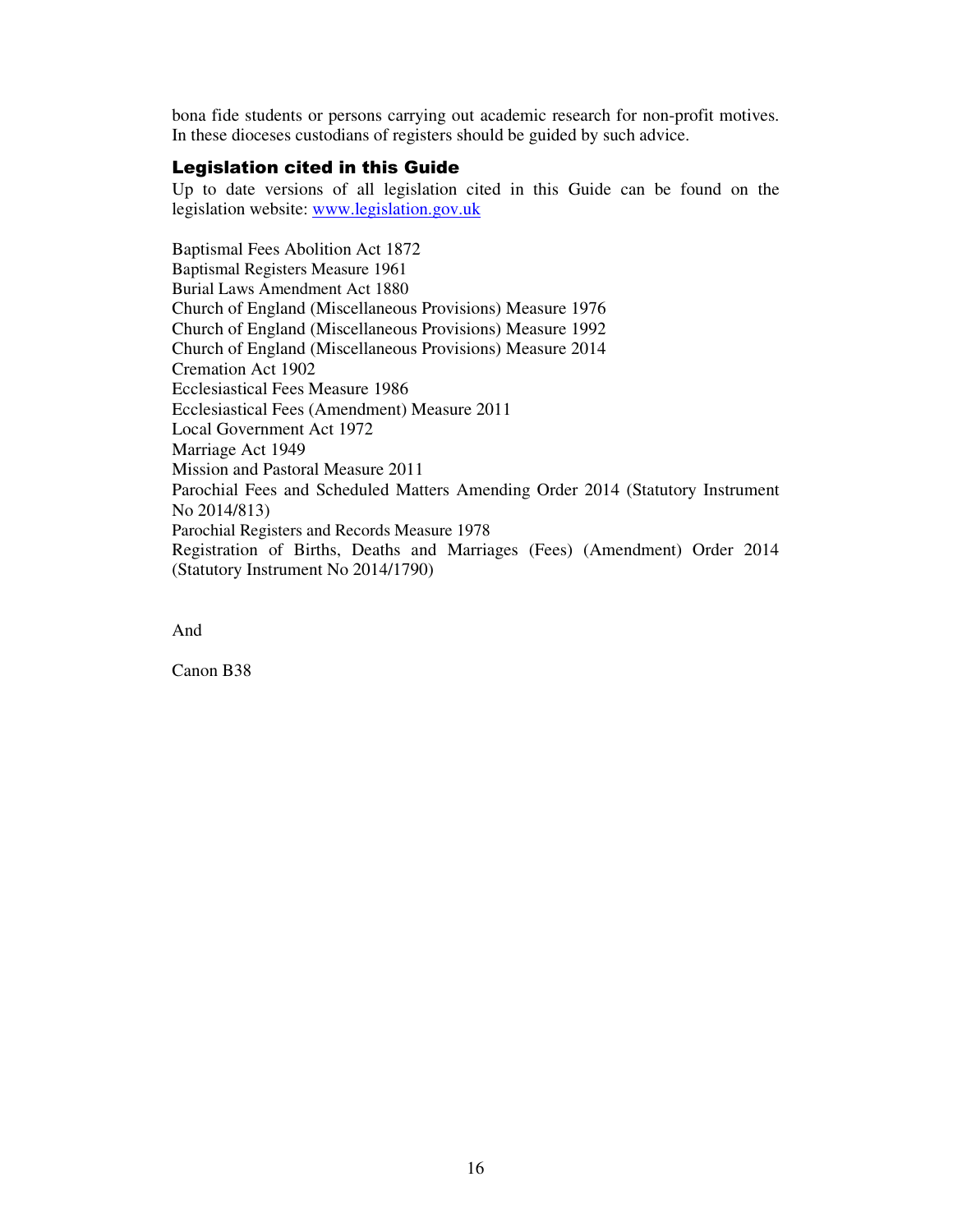bona fide students or persons carrying out academic research for non-profit motives. In these dioceses custodians of registers should be guided by such advice.

## Legislation cited in this Guide

Up to date versions of all legislation cited in this Guide can be found on the legislation website: [www.legislation.gov.uk](http://www.legislation.gov.uk)

Baptismal Fees Abolition Act 1872
Baptismal Registers Measure 1961
Burial Laws Amendment Act 1880
Church of England (Miscellaneous Provisions) Measure 1976
Church of England (Miscellaneous Provisions) Measure 1992
Church of England (Miscellaneous Provisions) Measure 2014
Cremation Act 1902
Ecclesiastical Fees Measure 1986
Ecclesiastical Fees (Amendment) Measure 2011
Local Government Act 1972
Marriage Act 1949
Mission and Pastoral Measure 2011
Parochial Fees and Scheduled Matters Amending Order 2014 (Statutory Instrument No 2014/813)
Parochial Registers and Records Measure 1978
Registration of Births, Deaths and Marriages (Fees) (Amendment) Order 2014 (Statutory Instrument No 2014/1790)

And

Canon B38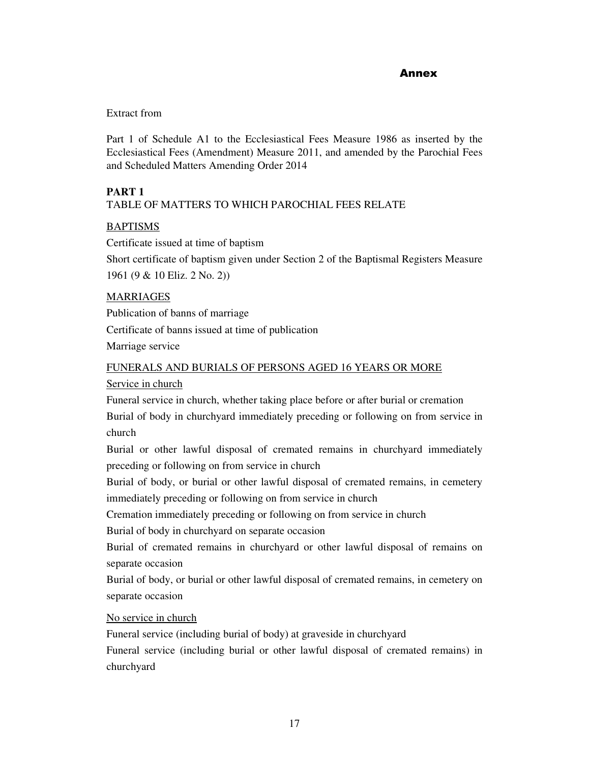## Annex

Extract from

Part 1 of Schedule A1 to the Ecclesiastical Fees Measure 1986 as inserted by the Ecclesiastical Fees (Amendment) Measure 2011, and amended by the Parochial Fees and Scheduled Matters Amending Order 2014

**PART 1**

TABLE OF MATTERS TO WHICH PAROCHIAL FEES RELATE

<u>BAPTISMS</u>

Certificate issued at time of baptism

Short certificate of baptism given under Section 2 of the Baptismal Registers Measure 1961 (9 & 10 Eliz. 2 No. 2))

<u>MARRIAGES</u>

Publication of banns of marriage

Certificate of banns issued at time of publication

Marriage service

<u>FUNERALS AND BURIALS OF PERSONS AGED 16 YEARS OR MORE</u>

<u>Service in church</u>

Funeral service in church, whether taking place before or after burial or cremation

Burial of body in churchyard immediately preceding or following on from service in church

Burial or other lawful disposal of cremated remains in churchyard immediately preceding or following on from service in church

Burial of body, or burial or other lawful disposal of cremated remains, in cemetery immediately preceding or following on from service in church

Cremation immediately preceding or following on from service in church

Burial of body in churchyard on separate occasion

Burial of cremated remains in churchyard or other lawful disposal of remains on separate occasion

Burial of body, or burial or other lawful disposal of cremated remains, in cemetery on separate occasion

<u>No service in church</u>

Funeral service (including burial of body) at graveside in churchyard

Funeral service (including burial or other lawful disposal of cremated remains) in churchyard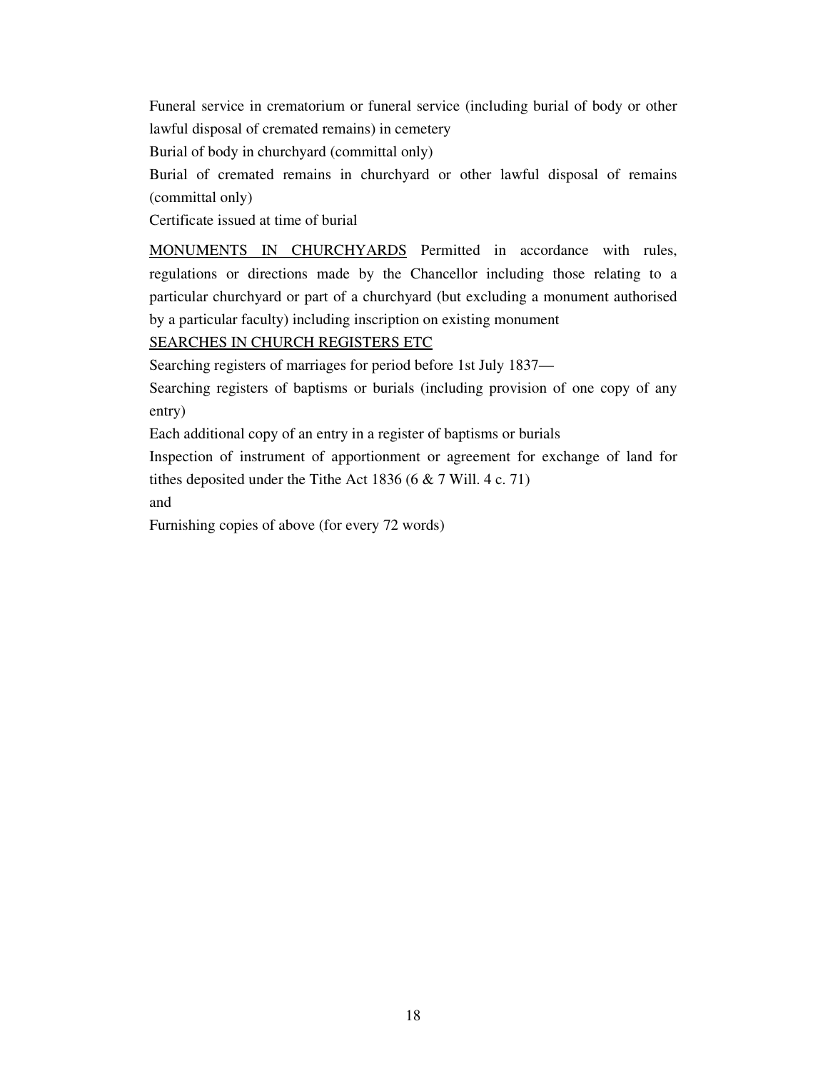Funeral service in crematorium or funeral service (including burial of body or other lawful disposal of cremated remains) in cemetery

Burial of body in churchyard (committal only)

Burial of cremated remains in churchyard or other lawful disposal of remains (committal only)

Certificate issued at time of burial

<u>MONUMENTS IN CHURCHYARDS</u> Permitted in accordance with rules, regulations or directions made by the Chancellor including those relating to a particular churchyard or part of a churchyard (but excluding a monument authorised by a particular faculty) including inscription on existing monument

<u>SEARCHES IN CHURCH REGISTERS ETC</u>

Searching registers of marriages for period before 1st July 1837—

Searching registers of baptisms or burials (including provision of one copy of any entry)

Each additional copy of an entry in a register of baptisms or burials

Inspection of instrument of apportionment or agreement for exchange of land for tithes deposited under the Tithe Act 1836 (6 & 7 Will. 4 c. 71)

and

Furnishing copies of above (for every 72 words)